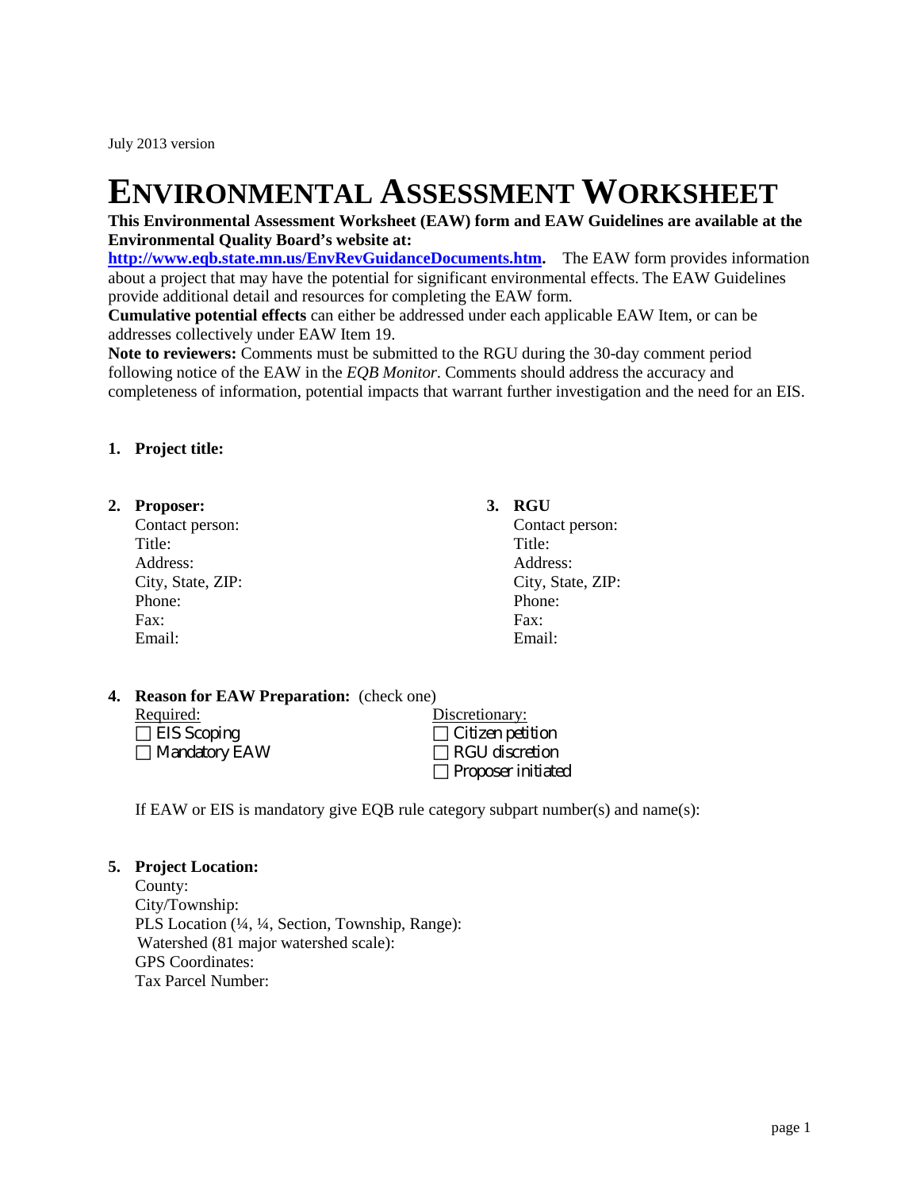July 2013 version

# ENVIRONMENTAL ASSESSMENT WORKSHEET

**This Environmental Assessment Worksheet (EAW) form and EAW Guidelines are available at the Environmental Quality Board's website at: [http://www.eqb.state.mn.us/EnvRevGuidanceDocuments.htm](http://www.eqb.state.mn.us/EnvRevGuidanceDocuments.htm).** The EAW form provides information about a project that may have the potential for significant environmental effects. The EAW Guidelines provide additional detail and resources for completing the EAW form.

**Cumulative potential effects** can either be addressed under each applicable EAW Item, or can be addresses collectively under EAW Item 19.

**Note to reviewers:** Comments must be submitted to the RGU during the 30-day comment period following notice of the EAW in the *EQB Monitor*. Comments should address the accuracy and completeness of information, potential impacts that warrant further investigation and the need for an EIS.

**1. Project title:**

**2. Proposer:**
Contact person:
Title:
Address:
City, State, ZIP:
Phone:
Fax:
Email:

**3. RGU**
Contact person:
Title:
Address:
City, State, ZIP:
Phone:
Fax:
Email:

**4. Reason for EAW Preparation:** (check one)

Required:
☐ EIS Scoping
☐ Mandatory EAW

Discretionary:
☐ Citizen petition
☐ RGU discretion
☐ Proposer initiated

If EAW or EIS is mandatory give EQB rule category subpart number(s) and name(s):

**5. Project Location:**
County:
City/Township:
PLS Location (¼, ¼, Section, Township, Range):
Watershed (81 major watershed scale):
GPS Coordinates:
Tax Parcel Number: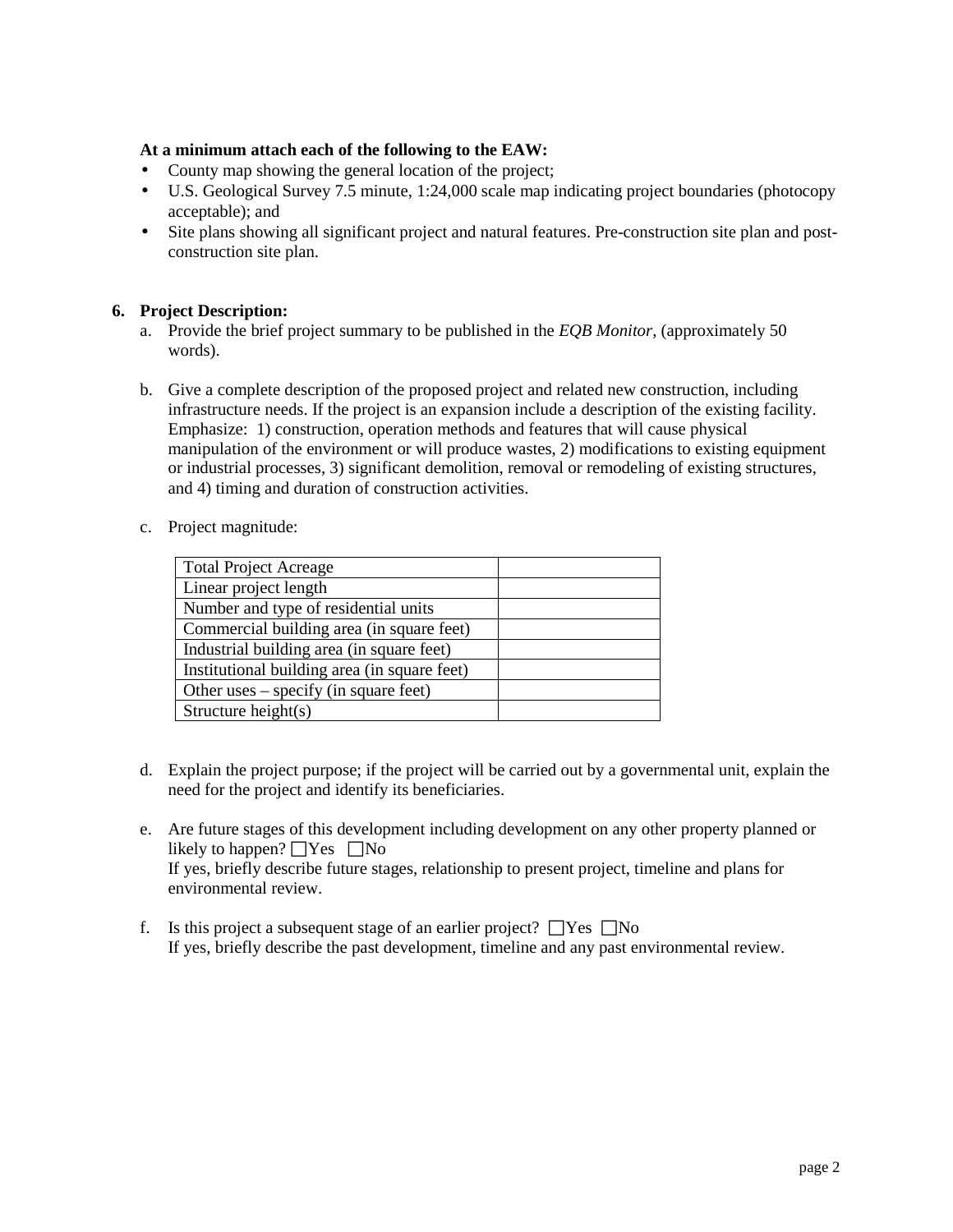**At a minimum attach each of the following to the EAW:**

- County map showing the general location of the project;
- U.S. Geological Survey 7.5 minute, 1:24,000 scale map indicating project boundaries (photocopy acceptable); and
- Site plans showing all significant project and natural features. Pre-construction site plan and post-construction site plan.

**6. Project Description:**

a. Provide the brief project summary to be published in the *EQB Monitor*, (approximately 50 words).

b. Give a complete description of the proposed project and related new construction, including infrastructure needs. If the project is an expansion include a description of the existing facility. Emphasize: 1) construction, operation methods and features that will cause physical manipulation of the environment or will produce wastes, 2) modifications to existing equipment or industrial processes, 3) significant demolition, removal or remodeling of existing structures, and 4) timing and duration of construction activities.

c. Project magnitude:

| Total Project Acreage | |
|---|---|
| Linear project length | |
| Number and type of residential units | |
| Commercial building area (in square feet) | |
| Industrial building area (in square feet) | |
| Institutional building area (in square feet) | |
| Other uses – specify (in square feet) | |
| Structure height(s) | |

d. Explain the project purpose; if the project will be carried out by a governmental unit, explain the need for the project and identify its beneficiaries.

e. Are future stages of this development including development on any other property planned or likely to happen? ☐Yes ☐No
If yes, briefly describe future stages, relationship to present project, timeline and plans for environmental review.

f. Is this project a subsequent stage of an earlier project? ☐Yes ☐No
If yes, briefly describe the past development, timeline and any past environmental review.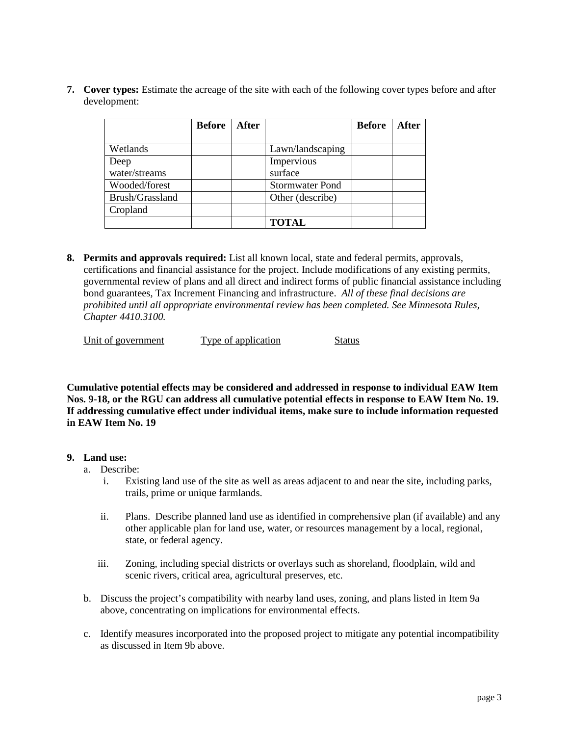**7. Cover types:** Estimate the acreage of the site with each of the following cover types before and after development:

| | Before | After | | Before | After |
|---|---|---|---|---|---|
| Wetlands | | | Lawn/landscaping | | |
| Deep water/streams | | | Impervious surface | | |
| Wooded/forest | | | Stormwater Pond | | |
| Brush/Grassland | | | Other (describe) | | |
| Cropland | | | | | |
| | | | **TOTAL** | | |

**8. Permits and approvals required:** List all known local, state and federal permits, approvals, certifications and financial assistance for the project. Include modifications of any existing permits, governmental review of plans and all direct and indirect forms of public financial assistance including bond guarantees, Tax Increment Financing and infrastructure. *All of these final decisions are prohibited until all appropriate environmental review has been completed. See Minnesota Rules, Chapter 4410.3100.*

<u>Unit of government</u> <u>Type of application</u> <u>Status</u>

**Cumulative potential effects may be considered and addressed in response to individual EAW Item Nos. 9-18, or the RGU can address all cumulative potential effects in response to EAW Item No. 19. If addressing cumulative effect under individual items, make sure to include information requested in EAW Item No. 19**

**9. Land use:**

a. Describe:

i. Existing land use of the site as well as areas adjacent to and near the site, including parks, trails, prime or unique farmlands.

ii. Plans. Describe planned land use as identified in comprehensive plan (if available) and any other applicable plan for land use, water, or resources management by a local, regional, state, or federal agency.

iii. Zoning, including special districts or overlays such as shoreland, floodplain, wild and scenic rivers, critical area, agricultural preserves, etc.

b. Discuss the project's compatibility with nearby land uses, zoning, and plans listed in Item 9a above, concentrating on implications for environmental effects.

c. Identify measures incorporated into the proposed project to mitigate any potential incompatibility as discussed in Item 9b above.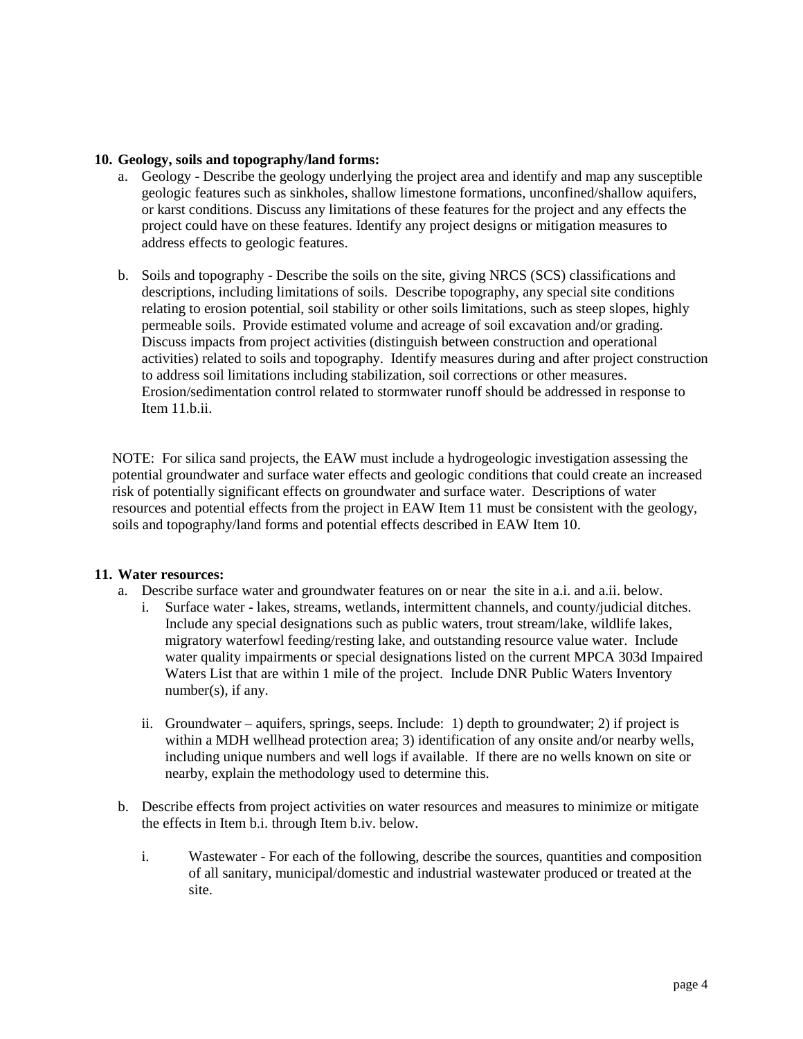**10. Geology, soils and topography/land forms:**

a. Geology - Describe the geology underlying the project area and identify and map any susceptible geologic features such as sinkholes, shallow limestone formations, unconfined/shallow aquifers, or karst conditions. Discuss any limitations of these features for the project and any effects the project could have on these features. Identify any project designs or mitigation measures to address effects to geologic features.

b. Soils and topography - Describe the soils on the site, giving NRCS (SCS) classifications and descriptions, including limitations of soils. Describe topography, any special site conditions relating to erosion potential, soil stability or other soils limitations, such as steep slopes, highly permeable soils. Provide estimated volume and acreage of soil excavation and/or grading. Discuss impacts from project activities (distinguish between construction and operational activities) related to soils and topography. Identify measures during and after project construction to address soil limitations including stabilization, soil corrections or other measures. Erosion/sedimentation control related to stormwater runoff should be addressed in response to Item 11.b.ii.

NOTE: For silica sand projects, the EAW must include a hydrogeologic investigation assessing the potential groundwater and surface water effects and geologic conditions that could create an increased risk of potentially significant effects on groundwater and surface water. Descriptions of water resources and potential effects from the project in EAW Item 11 must be consistent with the geology, soils and topography/land forms and potential effects described in EAW Item 10.

**11. Water resources:**

a. Describe surface water and groundwater features on or near the site in a.i. and a.ii. below.

   i. Surface water - lakes, streams, wetlands, intermittent channels, and county/judicial ditches. Include any special designations such as public waters, trout stream/lake, wildlife lakes, migratory waterfowl feeding/resting lake, and outstanding resource value water. Include water quality impairments or special designations listed on the current MPCA 303d Impaired Waters List that are within 1 mile of the project. Include DNR Public Waters Inventory number(s), if any.

   ii. Groundwater – aquifers, springs, seeps. Include: 1) depth to groundwater; 2) if project is within a MDH wellhead protection area; 3) identification of any onsite and/or nearby wells, including unique numbers and well logs if available. If there are no wells known on site or nearby, explain the methodology used to determine this.

b. Describe effects from project activities on water resources and measures to minimize or mitigate the effects in Item b.i. through Item b.iv. below.

   i. Wastewater - For each of the following, describe the sources, quantities and composition of all sanitary, municipal/domestic and industrial wastewater produced or treated at the site.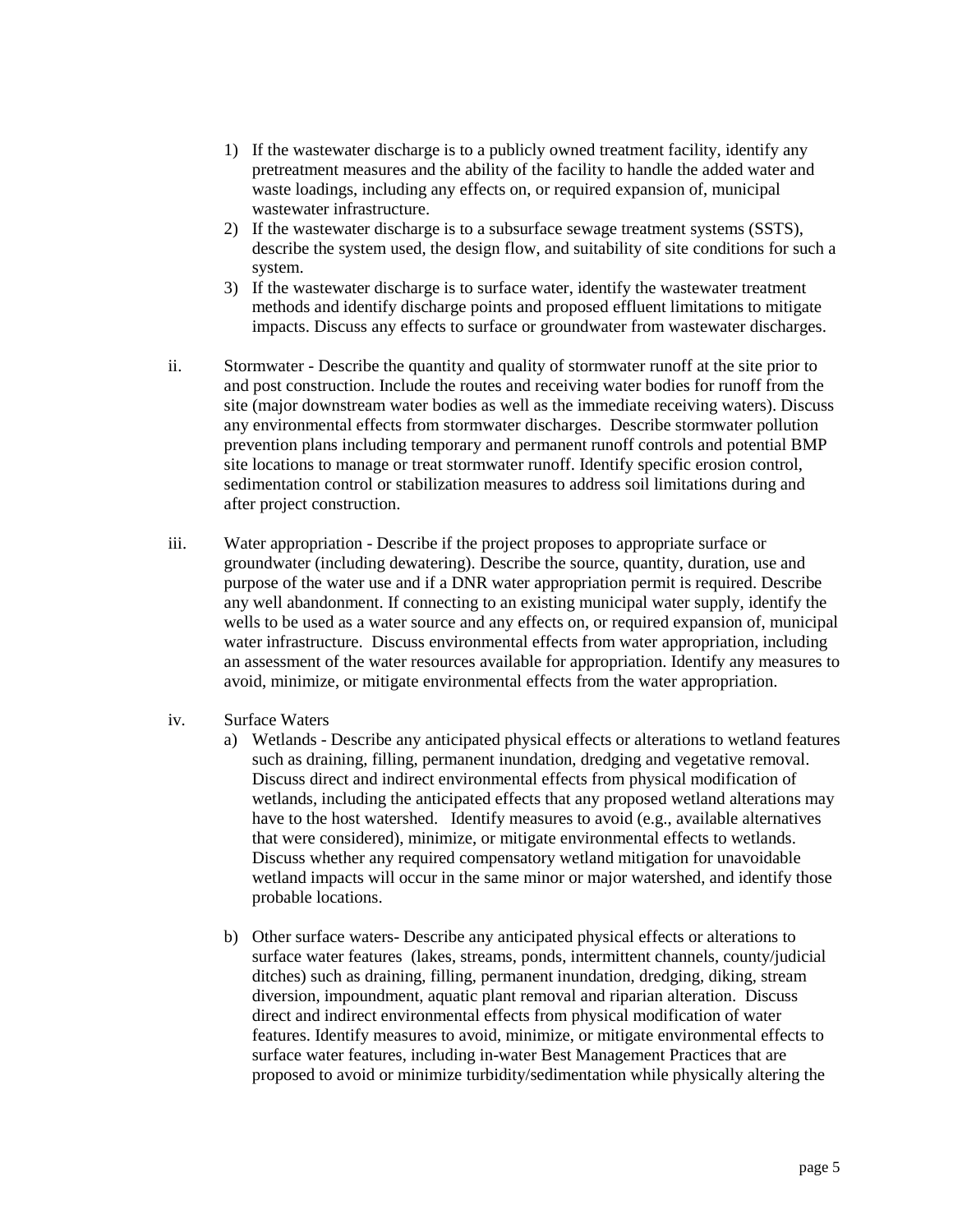1) If the wastewater discharge is to a publicly owned treatment facility, identify any pretreatment measures and the ability of the facility to handle the added water and waste loadings, including any effects on, or required expansion of, municipal wastewater infrastructure.
2) If the wastewater discharge is to a subsurface sewage treatment systems (SSTS), describe the system used, the design flow, and suitability of site conditions for such a system.
3) If the wastewater discharge is to surface water, identify the wastewater treatment methods and identify discharge points and proposed effluent limitations to mitigate impacts. Discuss any effects to surface or groundwater from wastewater discharges.

ii. Stormwater - Describe the quantity and quality of stormwater runoff at the site prior to and post construction. Include the routes and receiving water bodies for runoff from the site (major downstream water bodies as well as the immediate receiving waters). Discuss any environmental effects from stormwater discharges. Describe stormwater pollution prevention plans including temporary and permanent runoff controls and potential BMP site locations to manage or treat stormwater runoff. Identify specific erosion control, sedimentation control or stabilization measures to address soil limitations during and after project construction.

iii. Water appropriation - Describe if the project proposes to appropriate surface or groundwater (including dewatering). Describe the source, quantity, duration, use and purpose of the water use and if a DNR water appropriation permit is required. Describe any well abandonment. If connecting to an existing municipal water supply, identify the wells to be used as a water source and any effects on, or required expansion of, municipal water infrastructure. Discuss environmental effects from water appropriation, including an assessment of the water resources available for appropriation. Identify any measures to avoid, minimize, or mitigate environmental effects from the water appropriation.

iv. Surface Waters

a) Wetlands - Describe any anticipated physical effects or alterations to wetland features such as draining, filling, permanent inundation, dredging and vegetative removal. Discuss direct and indirect environmental effects from physical modification of wetlands, including the anticipated effects that any proposed wetland alterations may have to the host watershed. Identify measures to avoid (e.g., available alternatives that were considered), minimize, or mitigate environmental effects to wetlands. Discuss whether any required compensatory wetland mitigation for unavoidable wetland impacts will occur in the same minor or major watershed, and identify those probable locations.

b) Other surface waters- Describe any anticipated physical effects or alterations to surface water features (lakes, streams, ponds, intermittent channels, county/judicial ditches) such as draining, filling, permanent inundation, dredging, diking, stream diversion, impoundment, aquatic plant removal and riparian alteration. Discuss direct and indirect environmental effects from physical modification of water features. Identify measures to avoid, minimize, or mitigate environmental effects to surface water features, including in-water Best Management Practices that are proposed to avoid or minimize turbidity/sedimentation while physically altering the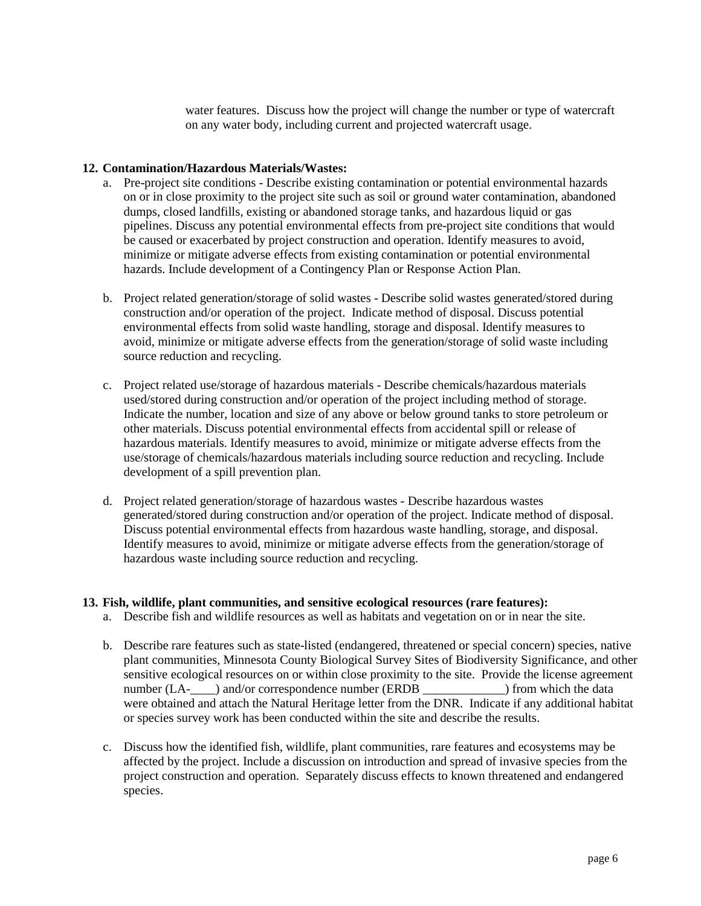water features. Discuss how the project will change the number or type of watercraft on any water body, including current and projected watercraft usage.

**12. Contamination/Hazardous Materials/Wastes:**

a. Pre-project site conditions - Describe existing contamination or potential environmental hazards on or in close proximity to the project site such as soil or ground water contamination, abandoned dumps, closed landfills, existing or abandoned storage tanks, and hazardous liquid or gas pipelines. Discuss any potential environmental effects from pre-project site conditions that would be caused or exacerbated by project construction and operation. Identify measures to avoid, minimize or mitigate adverse effects from existing contamination or potential environmental hazards. Include development of a Contingency Plan or Response Action Plan.

b. Project related generation/storage of solid wastes - Describe solid wastes generated/stored during construction and/or operation of the project. Indicate method of disposal. Discuss potential environmental effects from solid waste handling, storage and disposal. Identify measures to avoid, minimize or mitigate adverse effects from the generation/storage of solid waste including source reduction and recycling.

c. Project related use/storage of hazardous materials - Describe chemicals/hazardous materials used/stored during construction and/or operation of the project including method of storage. Indicate the number, location and size of any above or below ground tanks to store petroleum or other materials. Discuss potential environmental effects from accidental spill or release of hazardous materials. Identify measures to avoid, minimize or mitigate adverse effects from the use/storage of chemicals/hazardous materials including source reduction and recycling. Include development of a spill prevention plan.

d. Project related generation/storage of hazardous wastes - Describe hazardous wastes generated/stored during construction and/or operation of the project. Indicate method of disposal. Discuss potential environmental effects from hazardous waste handling, storage, and disposal. Identify measures to avoid, minimize or mitigate adverse effects from the generation/storage of hazardous waste including source reduction and recycling.

**13. Fish, wildlife, plant communities, and sensitive ecological resources (rare features):**

a. Describe fish and wildlife resources as well as habitats and vegetation on or in near the site.

b. Describe rare features such as state-listed (endangered, threatened or special concern) species, native plant communities, Minnesota County Biological Survey Sites of Biodiversity Significance, and other sensitive ecological resources on or within close proximity to the site. Provide the license agreement number (LA-____) and/or correspondence number (ERDB _____________) from which the data were obtained and attach the Natural Heritage letter from the DNR. Indicate if any additional habitat or species survey work has been conducted within the site and describe the results.

c. Discuss how the identified fish, wildlife, plant communities, rare features and ecosystems may be affected by the project. Include a discussion on introduction and spread of invasive species from the project construction and operation. Separately discuss effects to known threatened and endangered species.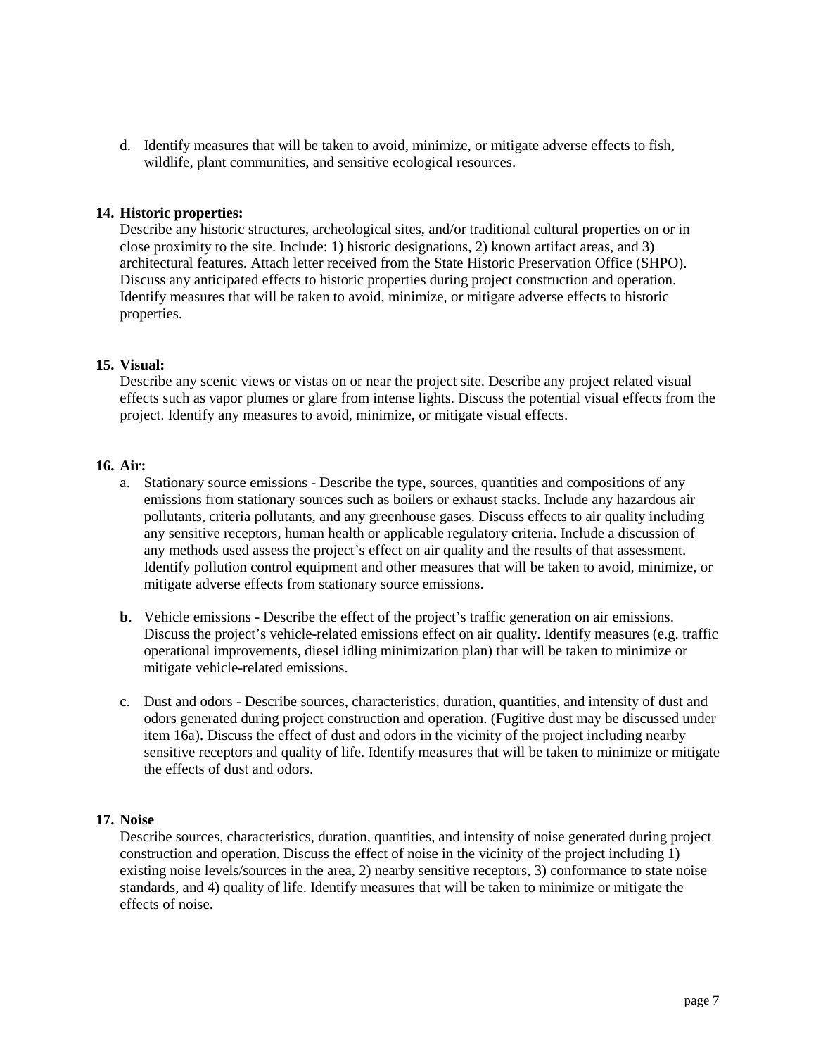d. Identify measures that will be taken to avoid, minimize, or mitigate adverse effects to fish, wildlife, plant communities, and sensitive ecological resources.

**14. Historic properties:**

Describe any historic structures, archeological sites, and/or traditional cultural properties on or in close proximity to the site. Include: 1) historic designations, 2) known artifact areas, and 3) architectural features. Attach letter received from the State Historic Preservation Office (SHPO). Discuss any anticipated effects to historic properties during project construction and operation. Identify measures that will be taken to avoid, minimize, or mitigate adverse effects to historic properties.

**15. Visual:**

Describe any scenic views or vistas on or near the project site. Describe any project related visual effects such as vapor plumes or glare from intense lights. Discuss the potential visual effects from the project. Identify any measures to avoid, minimize, or mitigate visual effects.

**16. Air:**

a. Stationary source emissions - Describe the type, sources, quantities and compositions of any emissions from stationary sources such as boilers or exhaust stacks. Include any hazardous air pollutants, criteria pollutants, and any greenhouse gases. Discuss effects to air quality including any sensitive receptors, human health or applicable regulatory criteria. Include a discussion of any methods used assess the project's effect on air quality and the results of that assessment. Identify pollution control equipment and other measures that will be taken to avoid, minimize, or mitigate adverse effects from stationary source emissions.

**b.** Vehicle emissions - Describe the effect of the project's traffic generation on air emissions. Discuss the project's vehicle-related emissions effect on air quality. Identify measures (e.g. traffic operational improvements, diesel idling minimization plan) that will be taken to minimize or mitigate vehicle-related emissions.

c. Dust and odors - Describe sources, characteristics, duration, quantities, and intensity of dust and odors generated during project construction and operation. (Fugitive dust may be discussed under item 16a). Discuss the effect of dust and odors in the vicinity of the project including nearby sensitive receptors and quality of life. Identify measures that will be taken to minimize or mitigate the effects of dust and odors.

**17. Noise**

Describe sources, characteristics, duration, quantities, and intensity of noise generated during project construction and operation. Discuss the effect of noise in the vicinity of the project including 1) existing noise levels/sources in the area, 2) nearby sensitive receptors, 3) conformance to state noise standards, and 4) quality of life. Identify measures that will be taken to minimize or mitigate the effects of noise.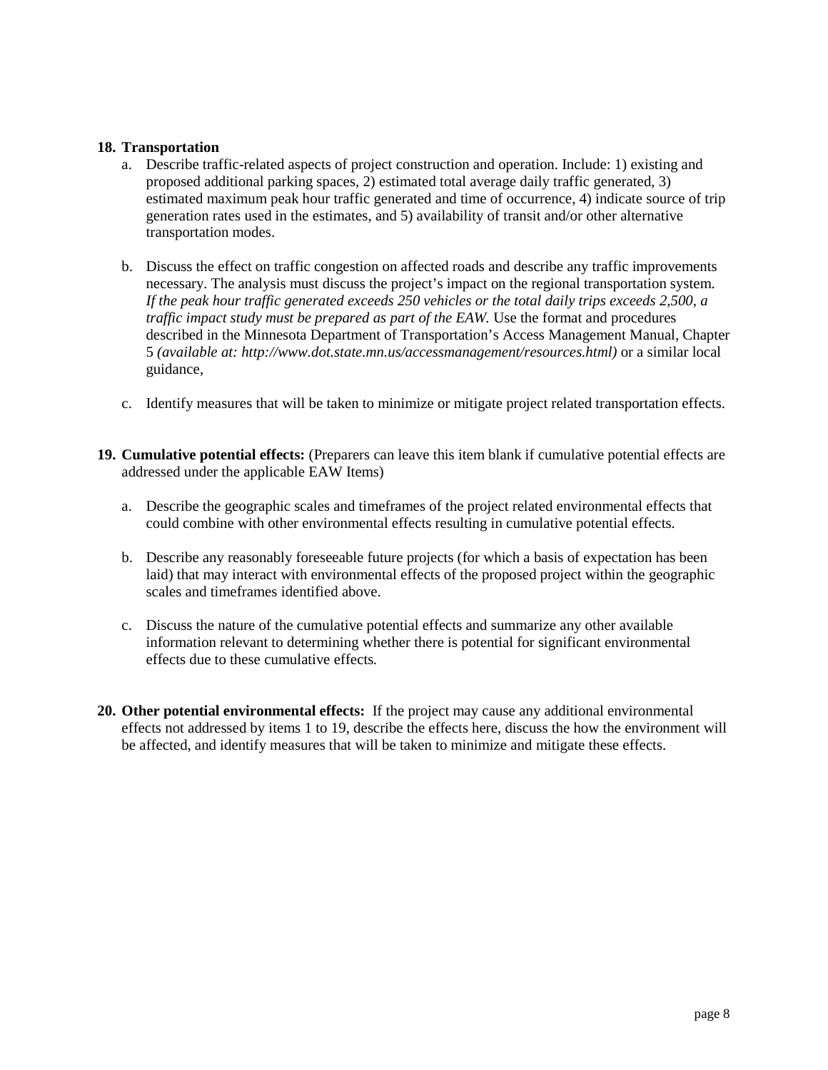**18. Transportation**

a. Describe traffic-related aspects of project construction and operation. Include: 1) existing and proposed additional parking spaces, 2) estimated total average daily traffic generated, 3) estimated maximum peak hour traffic generated and time of occurrence, 4) indicate source of trip generation rates used in the estimates, and 5) availability of transit and/or other alternative transportation modes.

b. Discuss the effect on traffic congestion on affected roads and describe any traffic improvements necessary. The analysis must discuss the project's impact on the regional transportation system. *If the peak hour traffic generated exceeds 250 vehicles or the total daily trips exceeds 2,500, a traffic impact study must be prepared as part of the EAW.* Use the format and procedures described in the Minnesota Department of Transportation's Access Management Manual, Chapter 5 *(available at: http://www.dot.state.mn.us/accessmanagement/resources.html)* or a similar local guidance,

c. Identify measures that will be taken to minimize or mitigate project related transportation effects.

**19. Cumulative potential effects:** (Preparers can leave this item blank if cumulative potential effects are addressed under the applicable EAW Items)

a. Describe the geographic scales and timeframes of the project related environmental effects that could combine with other environmental effects resulting in cumulative potential effects.

b. Describe any reasonably foreseeable future projects (for which a basis of expectation has been laid) that may interact with environmental effects of the proposed project within the geographic scales and timeframes identified above.

c. Discuss the nature of the cumulative potential effects and summarize any other available information relevant to determining whether there is potential for significant environmental effects due to these cumulative effects*.*

**20. Other potential environmental effects:** If the project may cause any additional environmental effects not addressed by items 1 to 19, describe the effects here, discuss the how the environment will be affected, and identify measures that will be taken to minimize and mitigate these effects.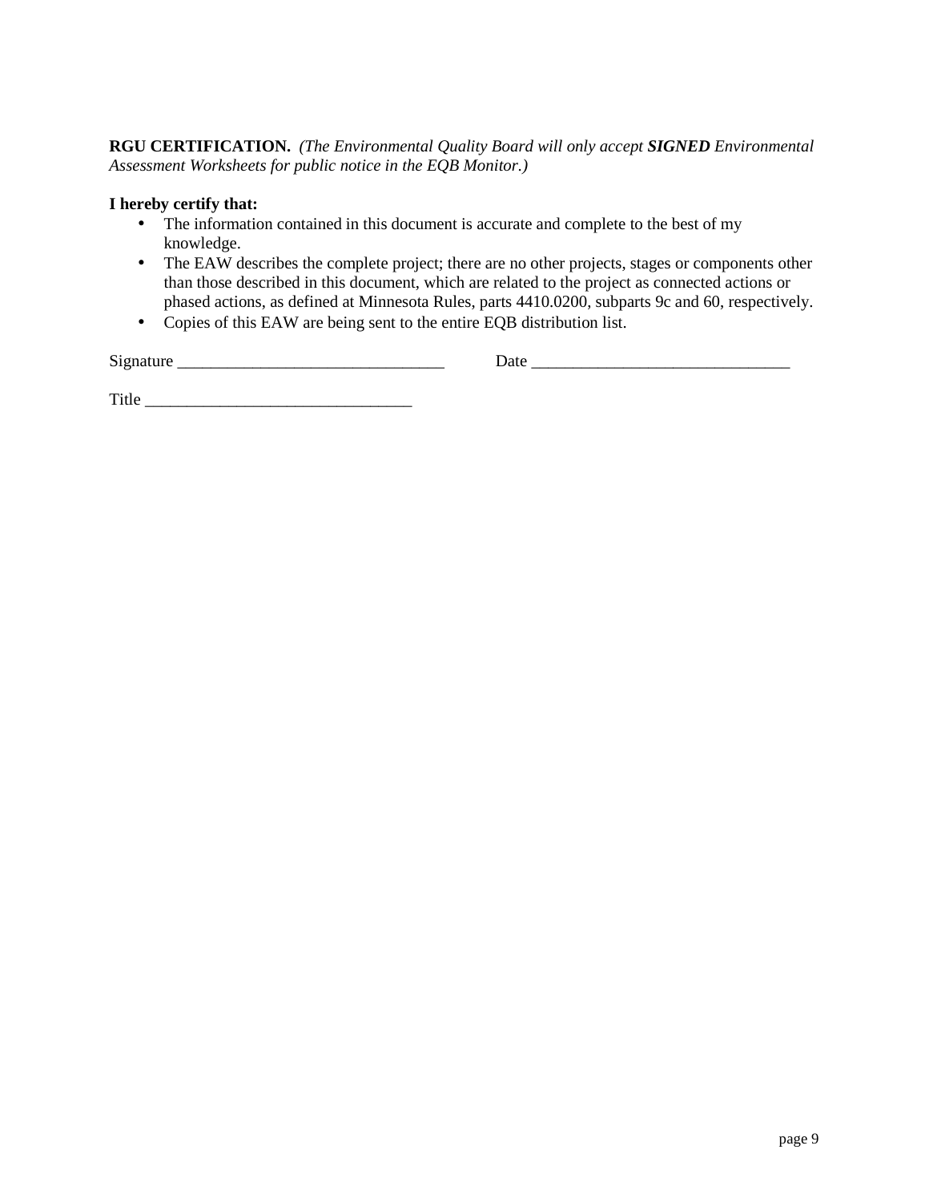**RGU CERTIFICATION.** *(The Environmental Quality Board will only accept* ***SIGNED*** *Environmental Assessment Worksheets for public notice in the EQB Monitor.)*

**I hereby certify that:**

- The information contained in this document is accurate and complete to the best of my knowledge.
- The EAW describes the complete project; there are no other projects, stages or components other than those described in this document, which are related to the project as connected actions or phased actions, as defined at Minnesota Rules, parts 4410.0200, subparts 9c and 60, respectively.
- Copies of this EAW are being sent to the entire EQB distribution list.

Signature ________________________________ Date _______________________________

Title _______________________________